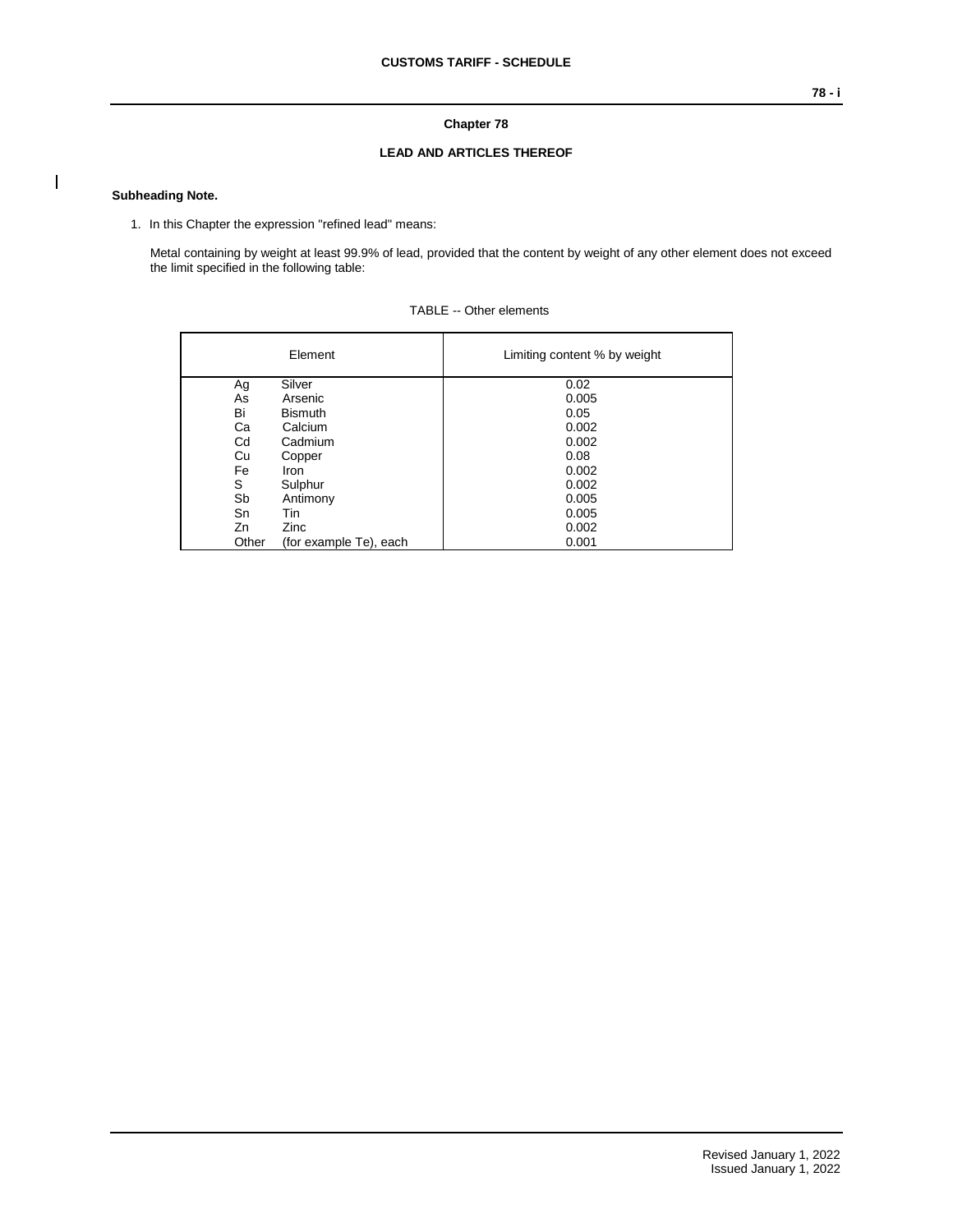# Chapter 78

## LEAD AND ARTICLES THEREOF

**Subheading Note.**

1. In this Chapter the expression "refined lead" means:

   Metal containing by weight at least 99.9% of lead, provided that the content by weight of any other element does not exceed the limit specified in the following table:

TABLE -- Other elements

| Element | | Limiting content % by weight |
|---|---|---|
| Ag | Silver | 0.02 |
| As | Arsenic | 0.005 |
| Bi | Bismuth | 0.05 |
| Ca | Calcium | 0.002 |
| Cd | Cadmium | 0.002 |
| Cu | Copper | 0.08 |
| Fe | Iron | 0.002 |
| S | Sulphur | 0.002 |
| Sb | Antimony | 0.005 |
| Sn | Tin | 0.005 |
| Zn | Zinc | 0.002 |
| Other | (for example Te), each | 0.001 |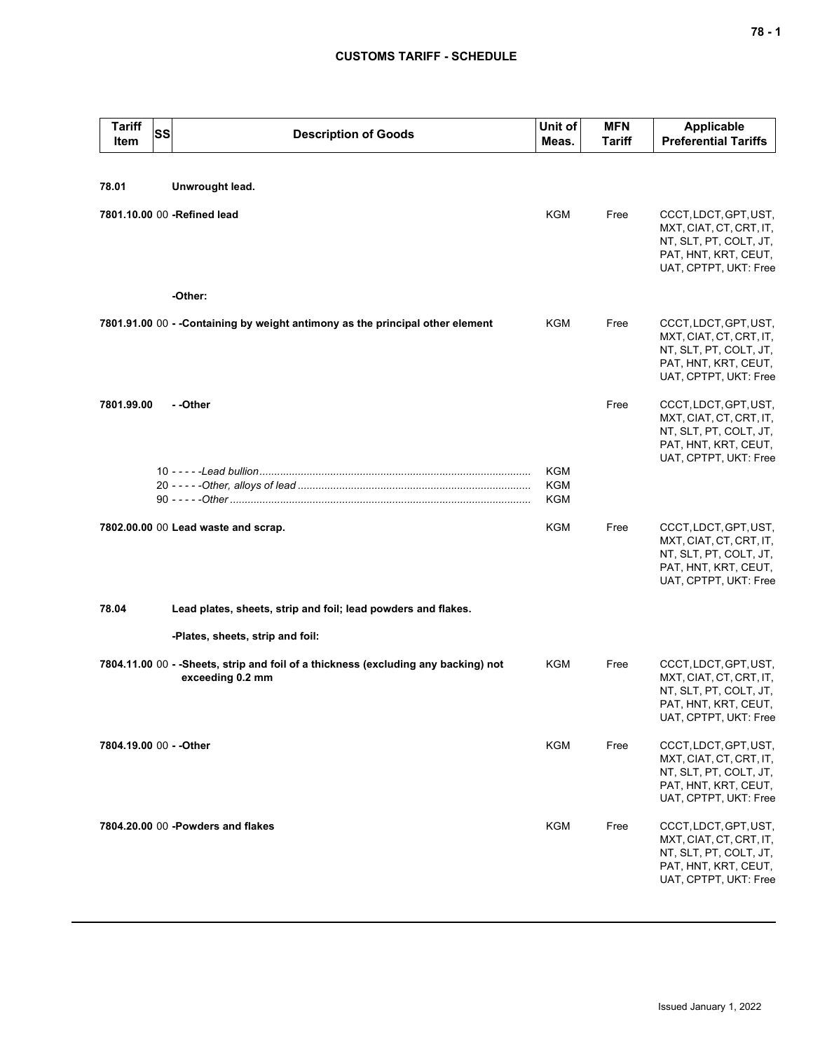# CUSTOMS TARIFF - SCHEDULE

| Tariff Item | SS | Description of Goods | Unit of Meas. | MFN Tariff | Applicable Preferential Tariffs |
|---|---|---|---|---|---|
| 78.01 | | **Unwrought lead.** | | | |
| 7801.10.00 | 00 | **-Refined lead** | KGM | Free | CCCT, LDCT, GPT, UST, MXT, CIAT, CT, CRT, IT, NT, SLT, PT, COLT, JT, PAT, HNT, KRT, CEUT, UAT, CPTPT, UKT: Free |
| | | **-Other:** | | | |
| 7801.91.00 | 00 | **- -Containing by weight antimony as the principal other element** | KGM | Free | CCCT, LDCT, GPT, UST, MXT, CIAT, CT, CRT, IT, NT, SLT, PT, COLT, JT, PAT, HNT, KRT, CEUT, UAT, CPTPT, UKT: Free |
| 7801.99.00 | | **- -Other** | | Free | CCCT, LDCT, GPT, UST, MXT, CIAT, CT, CRT, IT, NT, SLT, PT, COLT, JT, PAT, HNT, KRT, CEUT, UAT, CPTPT, UKT: Free |
| | 10 | - - - - -*Lead bullion* | KGM | | |
| | 20 | - - - - -*Other, alloys of lead* | KGM | | |
| | 90 | - - - - -*Other* | KGM | | |
| 7802.00.00 | 00 | **Lead waste and scrap.** | KGM | Free | CCCT, LDCT, GPT, UST, MXT, CIAT, CT, CRT, IT, NT, SLT, PT, COLT, JT, PAT, HNT, KRT, CEUT, UAT, CPTPT, UKT: Free |
| 78.04 | | **Lead plates, sheets, strip and foil; lead powders and flakes.** | | | |
| | | **-Plates, sheets, strip and foil:** | | | |
| 7804.11.00 | 00 | **- -Sheets, strip and foil of a thickness (excluding any backing) not exceeding 0.2 mm** | KGM | Free | CCCT, LDCT, GPT, UST, MXT, CIAT, CT, CRT, IT, NT, SLT, PT, COLT, JT, PAT, HNT, KRT, CEUT, UAT, CPTPT, UKT: Free |
| 7804.19.00 | 00 | **- -Other** | KGM | Free | CCCT, LDCT, GPT, UST, MXT, CIAT, CT, CRT, IT, NT, SLT, PT, COLT, JT, PAT, HNT, KRT, CEUT, UAT, CPTPT, UKT: Free |
| 7804.20.00 | 00 | **-Powders and flakes** | KGM | Free | CCCT, LDCT, GPT, UST, MXT, CIAT, CT, CRT, IT, NT, SLT, PT, COLT, JT, PAT, HNT, KRT, CEUT, UAT, CPTPT, UKT: Free |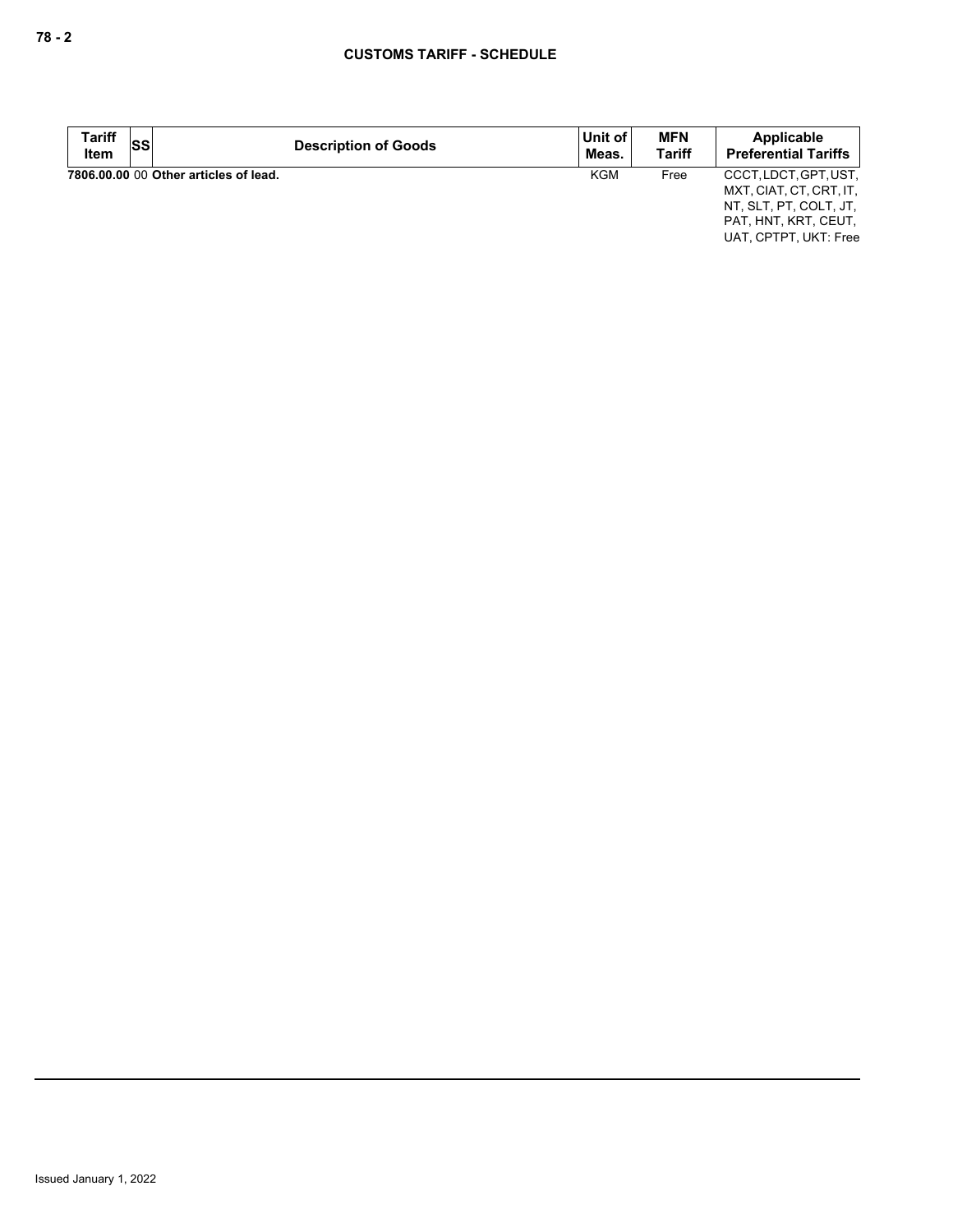| Tariff Item | SS | Description of Goods | Unit of Meas. | MFN Tariff | Applicable Preferential Tariffs |
|---|---|---|---|---|---|
| **7806.00.00** | 00 | **Other articles of lead.** | KGM | Free | CCCT, LDCT, GPT, UST, MXT, CIAT, CT, CRT, IT, NT, SLT, PT, COLT, JT, PAT, HNT, KRT, CEUT, UAT, CPTPT, UKT: Free |